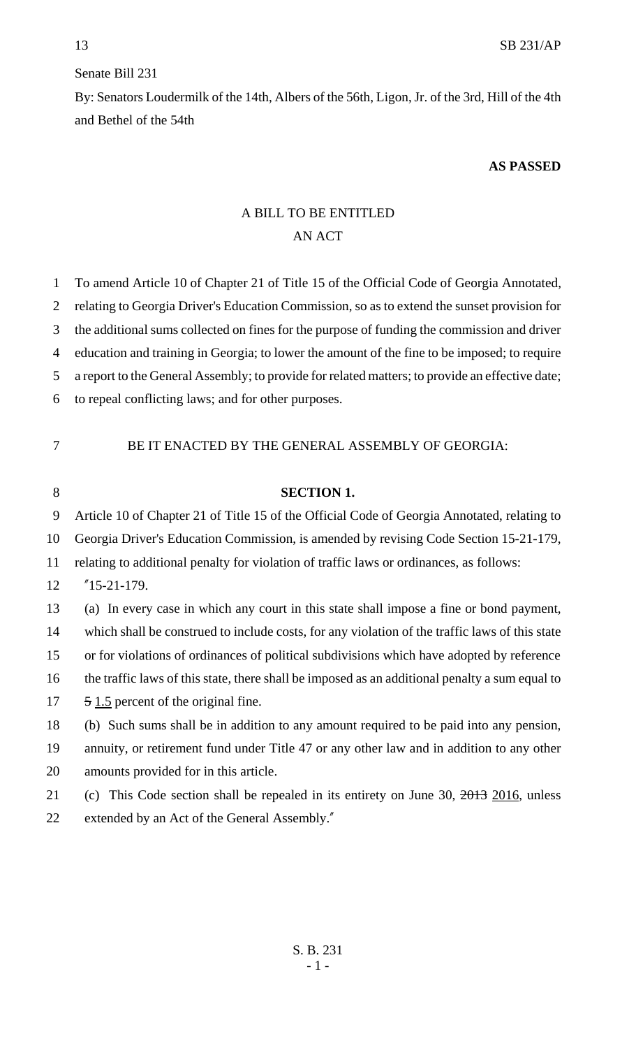Senate Bill 231

By: Senators Loudermilk of the 14th, Albers of the 56th, Ligon, Jr. of the 3rd, Hill of the 4th and Bethel of the 54th

**AS PASSED**

A BILL TO BE ENTITLED
AN ACT

To amend Article 10 of Chapter 21 of Title 15 of the Official Code of Georgia Annotated, relating to Georgia Driver's Education Commission, so as to extend the sunset provision for the additional sums collected on fines for the purpose of funding the commission and driver education and training in Georgia; to lower the amount of the fine to be imposed; to require a report to the General Assembly; to provide for related matters; to provide an effective date; to repeal conflicting laws; and for other purposes.

BE IT ENACTED BY THE GENERAL ASSEMBLY OF GEORGIA:

**SECTION 1.**

Article 10 of Chapter 21 of Title 15 of the Official Code of Georgia Annotated, relating to Georgia Driver's Education Commission, is amended by revising Code Section 15-21-179, relating to additional penalty for violation of traffic laws or ordinances, as follows:

"15-21-179.

(a) In every case in which any court in this state shall impose a fine or bond payment, which shall be construed to include costs, for any violation of the traffic laws of this state or for violations of ordinances of political subdivisions which have adopted by reference the traffic laws of this state, there shall be imposed as an additional penalty a sum equal to ~~5~~ 1.5 percent of the original fine.

(b) Such sums shall be in addition to any amount required to be paid into any pension, annuity, or retirement fund under Title 47 or any other law and in addition to any other amounts provided for in this article.

(c) This Code section shall be repealed in its entirety on June 30, ~~2013~~ 2016, unless extended by an Act of the General Assembly."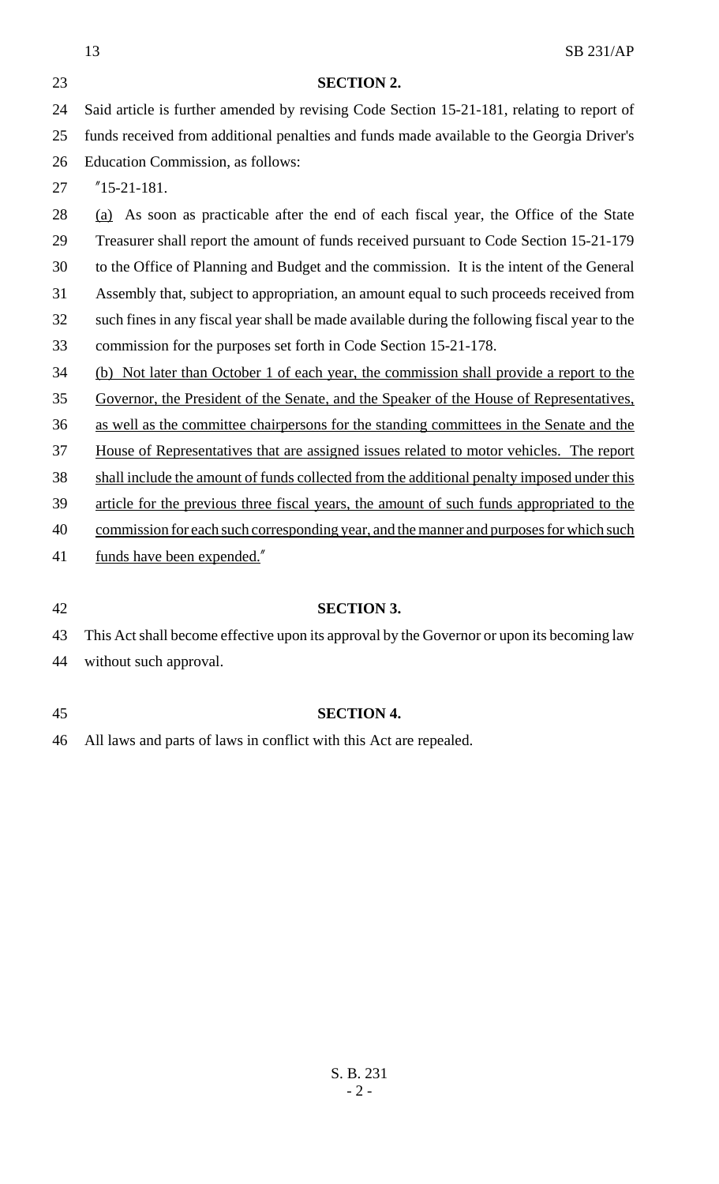**SECTION 2.**

Said article is further amended by revising Code Section 15-21-181, relating to report of funds received from additional penalties and funds made available to the Georgia Driver's Education Commission, as follows:

"15-21-181.

(a) As soon as practicable after the end of each fiscal year, the Office of the State Treasurer shall report the amount of funds received pursuant to Code Section 15-21-179 to the Office of Planning and Budget and the commission. It is the intent of the General Assembly that, subject to appropriation, an amount equal to such proceeds received from such fines in any fiscal year shall be made available during the following fiscal year to the commission for the purposes set forth in Code Section 15-21-178.

(b) Not later than October 1 of each year, the commission shall provide a report to the Governor, the President of the Senate, and the Speaker of the House of Representatives, as well as the committee chairpersons for the standing committees in the Senate and the House of Representatives that are assigned issues related to motor vehicles. The report shall include the amount of funds collected from the additional penalty imposed under this article for the previous three fiscal years, the amount of such funds appropriated to the commission for each such corresponding year, and the manner and purposes for which such funds have been expended."

**SECTION 3.**

This Act shall become effective upon its approval by the Governor or upon its becoming law without such approval.

**SECTION 4.**

All laws and parts of laws in conflict with this Act are repealed.